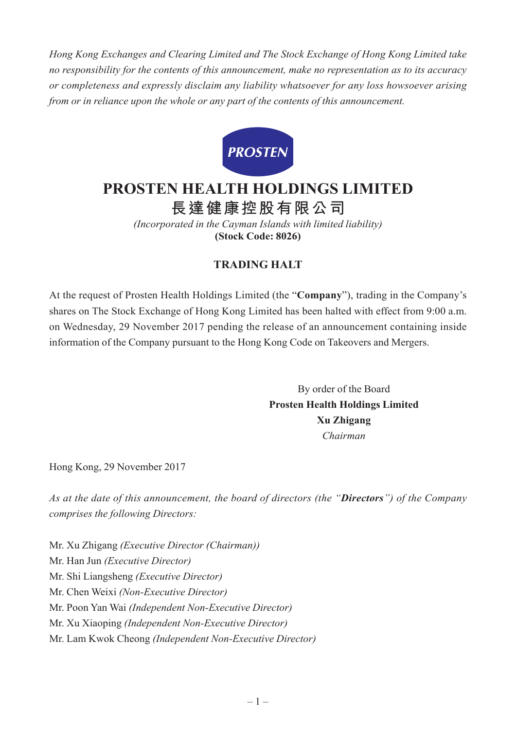*Hong Kong Exchanges and Clearing Limited and The Stock Exchange of Hong Kong Limited take no responsibility for the contents of this announcement, make no representation as to its accuracy or completeness and expressly disclaim any liability whatsoever for any loss howsoever arising from or in reliance upon the whole or any part of the contents of this announcement.*

PROSTEN

# PROSTEN HEALTH HOLDINGS LIMITED
# 長達健康控股有限公司

*(Incorporated in the Cayman Islands with limited liability)*
**(Stock Code: 8026)**

## TRADING HALT

At the request of Prosten Health Holdings Limited (the "**Company**"), trading in the Company's shares on The Stock Exchange of Hong Kong Limited has been halted with effect from 9:00 a.m. on Wednesday, 29 November 2017 pending the release of an announcement containing inside information of the Company pursuant to the Hong Kong Code on Takeovers and Mergers.

By order of the Board
**Prosten Health Holdings Limited**
**Xu Zhigang**
*Chairman*

Hong Kong, 29 November 2017

*As at the date of this announcement, the board of directors (the "**Directors**") of the Company comprises the following Directors:*

Mr. Xu Zhigang *(Executive Director (Chairman))*
Mr. Han Jun *(Executive Director)*
Mr. Shi Liangsheng *(Executive Director)*
Mr. Chen Weixi *(Non-Executive Director)*
Mr. Poon Yan Wai *(Independent Non-Executive Director)*
Mr. Xu Xiaoping *(Independent Non-Executive Director)*
Mr. Lam Kwok Cheong *(Independent Non-Executive Director)*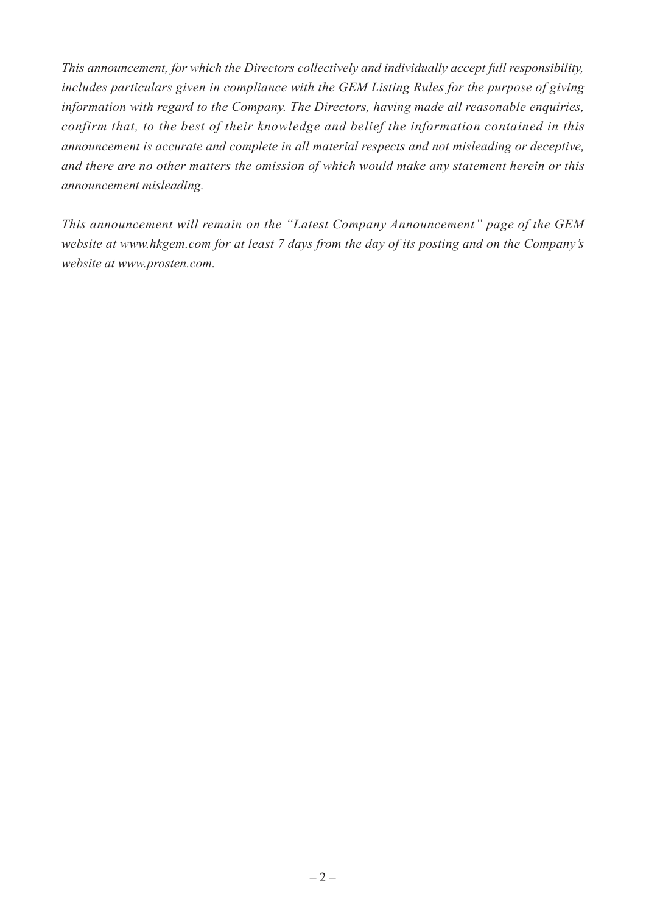*This announcement, for which the Directors collectively and individually accept full responsibility, includes particulars given in compliance with the GEM Listing Rules for the purpose of giving information with regard to the Company. The Directors, having made all reasonable enquiries, confirm that, to the best of their knowledge and belief the information contained in this announcement is accurate and complete in all material respects and not misleading or deceptive, and there are no other matters the omission of which would make any statement herein or this announcement misleading.*

*This announcement will remain on the "Latest Company Announcement" page of the GEM website at www.hkgem.com for at least 7 days from the day of its posting and on the Company's website at www.prosten.com.*